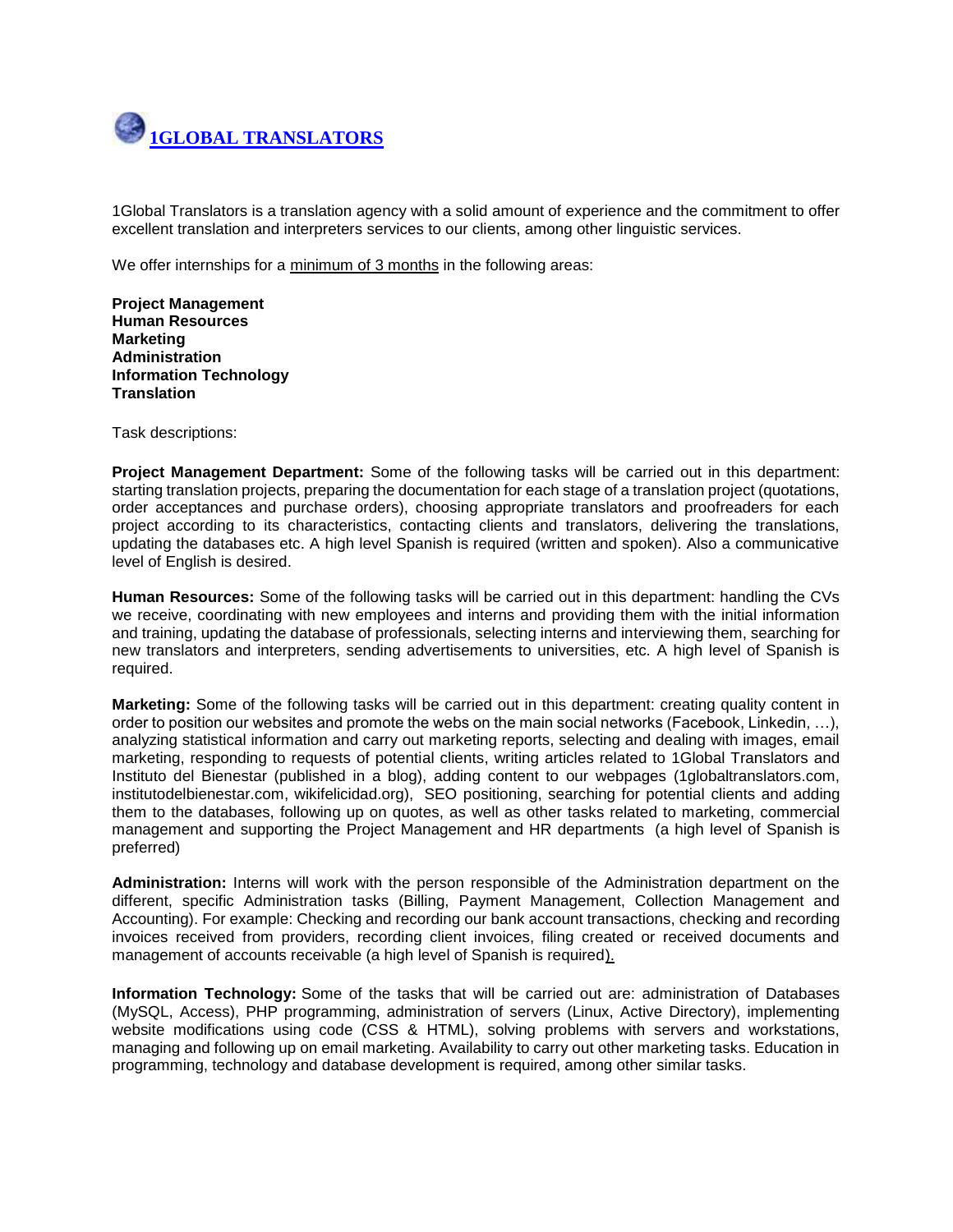# 1GLOBAL TRANSLATORS

1Global Translators is a translation agency with a solid amount of experience and the commitment to offer excellent translation and interpreters services to our clients, among other linguistic services.

We offer internships for a minimum of 3 months in the following areas:

**Project Management**
**Human Resources**
**Marketing**
**Administration**
**Information Technology**
**Translation**

Task descriptions:

**Project Management Department:** Some of the following tasks will be carried out in this department: starting translation projects, preparing the documentation for each stage of a translation project (quotations, order acceptances and purchase orders), choosing appropriate translators and proofreaders for each project according to its characteristics, contacting clients and translators, delivering the translations, updating the databases etc. A high level Spanish is required (written and spoken). Also a communicative level of English is desired.

**Human Resources:** Some of the following tasks will be carried out in this department: handling the CVs we receive, coordinating with new employees and interns and providing them with the initial information and training, updating the database of professionals, selecting interns and interviewing them, searching for new translators and interpreters, sending advertisements to universities, etc. A high level of Spanish is required.

**Marketing:** Some of the following tasks will be carried out in this department: creating quality content in order to position our websites and promote the webs on the main social networks (Facebook, Linkedin, …), analyzing statistical information and carry out marketing reports, selecting and dealing with images, email marketing, responding to requests of potential clients, writing articles related to 1Global Translators and Instituto del Bienestar (published in a blog), adding content to our webpages (1globaltranslators.com, institutodelbienestar.com, wikifelicidad.org), SEO positioning, searching for potential clients and adding them to the databases, following up on quotes, as well as other tasks related to marketing, commercial management and supporting the Project Management and HR departments (a high level of Spanish is preferred)

**Administration:** Interns will work with the person responsible of the Administration department on the different, specific Administration tasks (Billing, Payment Management, Collection Management and Accounting). For example: Checking and recording our bank account transactions, checking and recording invoices received from providers, recording client invoices, filing created or received documents and management of accounts receivable (a high level of Spanish is required).

**Information Technology:** Some of the tasks that will be carried out are: administration of Databases (MySQL, Access), PHP programming, administration of servers (Linux, Active Directory), implementing website modifications using code (CSS & HTML), solving problems with servers and workstations, managing and following up on email marketing. Availability to carry out other marketing tasks. Education in programming, technology and database development is required, among other similar tasks.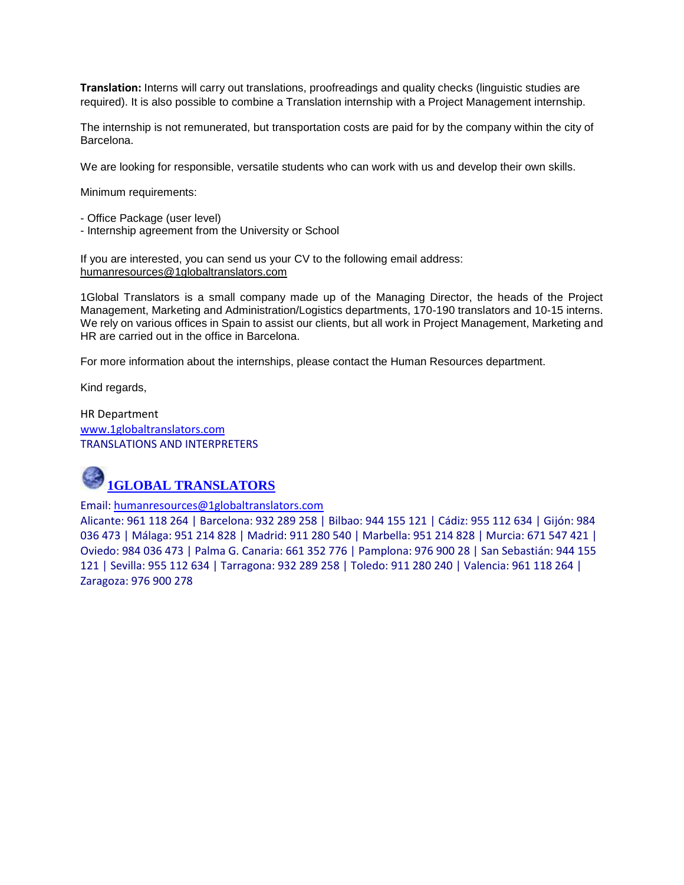**Translation:** Interns will carry out translations, proofreadings and quality checks (linguistic studies are required). It is also possible to combine a Translation internship with a Project Management internship.

The internship is not remunerated, but transportation costs are paid for by the company within the city of Barcelona.

We are looking for responsible, versatile students who can work with us and develop their own skills.

Minimum requirements:

- Office Package (user level)
- Internship agreement from the University or School

If you are interested, you can send us your CV to the following email address:
humanresources@1globaltranslators.com

1Global Translators is a small company made up of the Managing Director, the heads of the Project Management, Marketing and Administration/Logistics departments, 170-190 translators and 10-15 interns. We rely on various offices in Spain to assist our clients, but all work in Project Management, Marketing and HR are carried out in the office in Barcelona.

For more information about the internships, please contact the Human Resources department.

Kind regards,

HR Department
www.1globaltranslators.com
TRANSLATIONS AND INTERPRETERS

**1GLOBAL TRANSLATORS**

Email: humanresources@1globaltranslators.com
Alicante: 961 118 264 | Barcelona: 932 289 258 | Bilbao: 944 155 121 | Cádiz: 955 112 634 | Gijón: 984 036 473 | Málaga: 951 214 828 | Madrid: 911 280 540 | Marbella: 951 214 828 | Murcia: 671 547 421 | Oviedo: 984 036 473 | Palma G. Canaria: 661 352 776 | Pamplona: 976 900 28 | San Sebastián: 944 155 121 | Sevilla: 955 112 634 | Tarragona: 932 289 258 | Toledo: 911 280 240 | Valencia: 961 118 264 | Zaragoza: 976 900 278